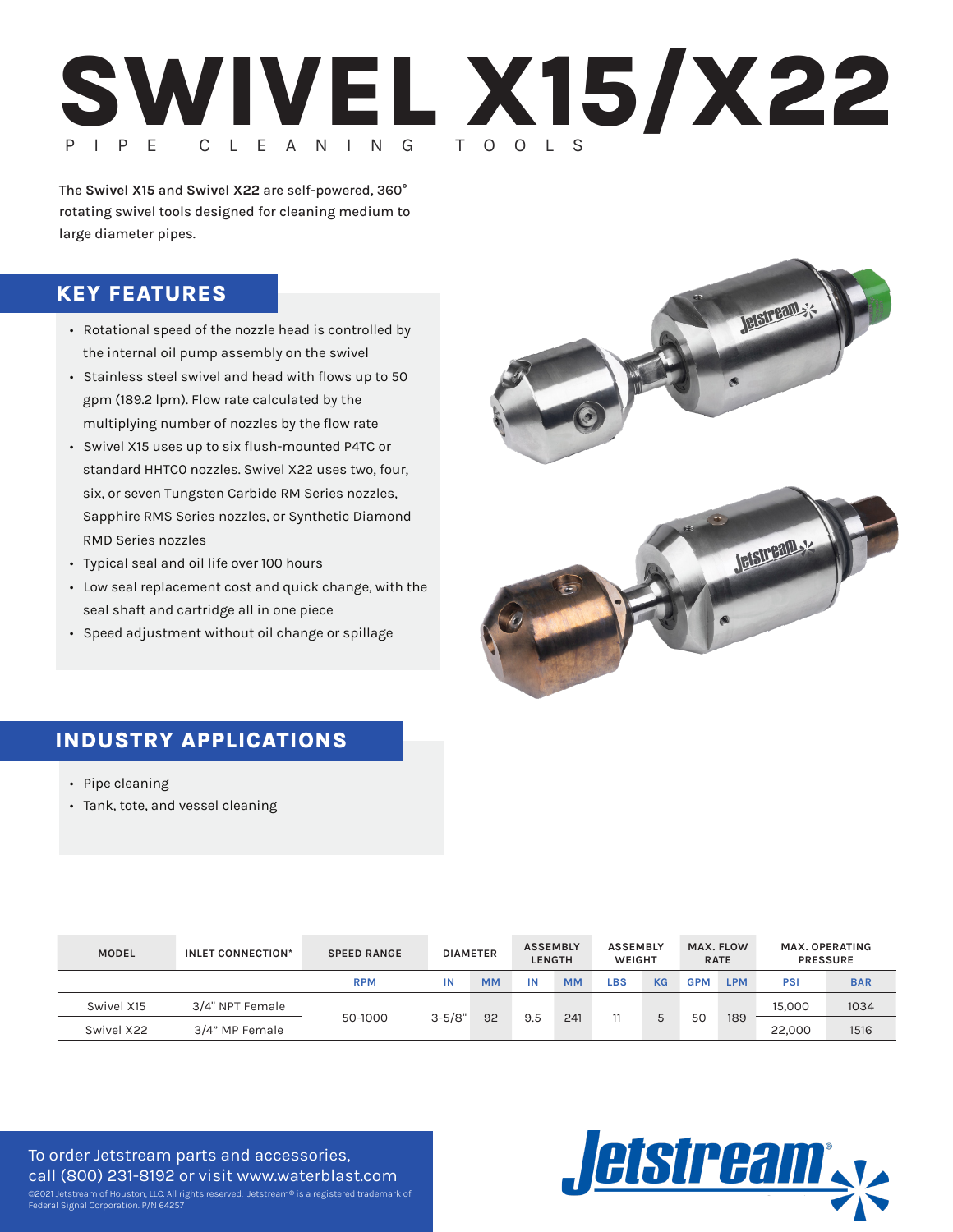# SWIVEL X15/X22

PIPE CLEANING TOOLS

The **Swivel X15** and **Swivel X22** are self-powered, 360° rotating swivel tools designed for cleaning medium to large diameter pipes.

## KEY FEATURES

- Rotational speed of the nozzle head is controlled by the internal oil pump assembly on the swivel
- Stainless steel swivel and head with flows up to 50 gpm (189.2 lpm). Flow rate calculated by the multiplying number of nozzles by the flow rate
- Swivel X15 uses up to six flush-mounted P4TC or standard HHTCO nozzles. Swivel X22 uses two, four, six, or seven Tungsten Carbide RM Series nozzles, Sapphire RMS Series nozzles, or Synthetic Diamond RMD Series nozzles
- Typical seal and oil life over 100 hours
- Low seal replacement cost and quick change, with the seal shaft and cartridge all in one piece
- Speed adjustment without oil change or spillage

## INDUSTRY APPLICATIONS

- Pipe cleaning
- Tank, tote, and vessel cleaning

| MODEL | INLET CONNECTION* | SPEED RANGE | DIAMETER | | ASSEMBLY LENGTH | | ASSEMBLY WEIGHT | | MAX. FLOW RATE | | MAX. OPERATING PRESSURE | |
|---|---|---|---|---|---|---|---|---|---|---|---|---|
| | | RPM | IN | MM | IN | MM | LBS | KG | GPM | LPM | PSI | BAR |
| Swivel X15 | 3/4" NPT Female | 50-1000 | 3-5/8" | 92 | 9.5 | 241 | 11 | 5 | 50 | 189 | 15,000 | 1034 |
| Swivel X22 | 3/4" MP Female | | | | | | | | | | 22,000 | 1516 |

To order Jetstream parts and accessories, call (800) 231-8192 or visit www.waterblast.com

©2021 Jetstream of Houston, LLC. All rights reserved. Jetstream® is a registered trademark of Federal Signal Corporation. P/N 64257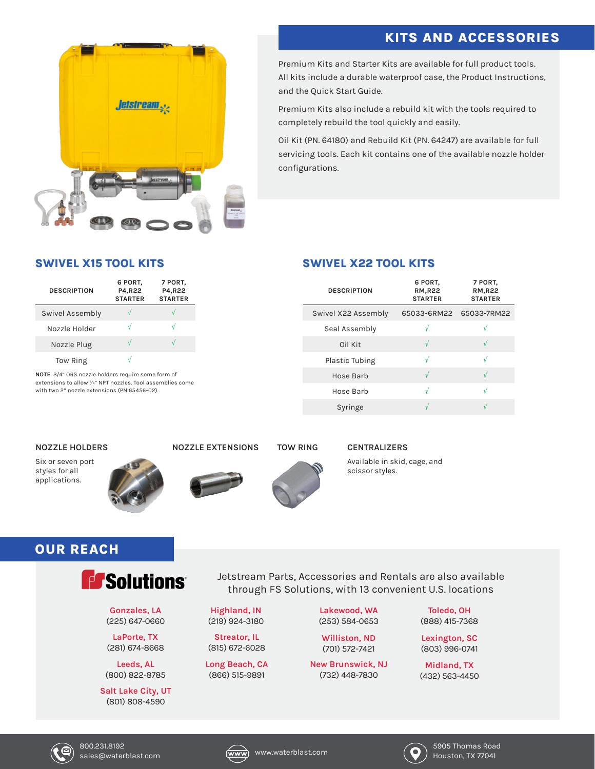## KITS AND ACCESSORIES

Premium Kits and Starter Kits are available for full product tools. All kits include a durable waterproof case, the Product Instructions, and the Quick Start Guide.

Premium Kits also include a rebuild kit with the tools required to completely rebuild the tool quickly and easily.

Oil Kit (PN. 64180) and Rebuild Kit (PN. 64247) are available for full servicing tools. Each kit contains one of the available nozzle holder configurations.

## SWIVEL X15 TOOL KITS

| DESCRIPTION | 6 PORT, P4,R22 STARTER | 7 PORT, P4,R22 STARTER |
|---|---|---|
| Swivel Assembly | √ | √ |
| Nozzle Holder | √ | √ |
| Nozzle Plug | √ | √ |
| Tow Ring | √ | |

**NOTE**: 3/4" ORS nozzle holders require some form of extensions to allow ¼" NPT nozzles. Tool assemblies come with two 2" nozzle extensions (PN 65456-02).

## SWIVEL X22 TOOL KITS

| DESCRIPTION | 6 PORT, RM,R22 STARTER | 7 PORT, RM,R22 STARTER |
|---|---|---|
| Swivel X22 Assembly | 65033-6RM22 | 65033-7RM22 |
| Seal Assembly | √ | √ |
| Oil Kit | √ | √ |
| Plastic Tubing | √ | √ |
| Hose Barb | √ | √ |
| Hose Barb | √ | √ |
| Syringe | √ | √ |

### NOZZLE HOLDERS

Six or seven port styles for all applications.

### NOZZLE EXTENSIONS

### TOW RING

### CENTRALIZERS

Available in skid, cage, and scissor styles.

## OUR REACH

FS Solutions

Jetstream Parts, Accessories and Rentals are also available through FS Solutions, with 13 convenient U.S. locations

**Gonzales, LA**
(225) 647-0660

**LaPorte, TX**
(281) 674-8668

**Leeds, AL**
(800) 822-8785

**Salt Lake City, UT**
(801) 808-4590

**Highland, IN**
(219) 924-3180

**Streator, IL**
(815) 672-6028

**Long Beach, CA**
(866) 515-9891

**Lakewood, WA**
(253) 584-0653

**Williston, ND**
(701) 572-7421

**New Brunswick, NJ**
(732) 448-7830

**Toledo, OH**
(888) 415-7368

**Lexington, SC**
(803) 996-0741

**Midland, TX**
(432) 563-4450

800.231.8192
sales@waterblast.com

www.waterblast.com

5905 Thomas Road
Houston, TX 77041